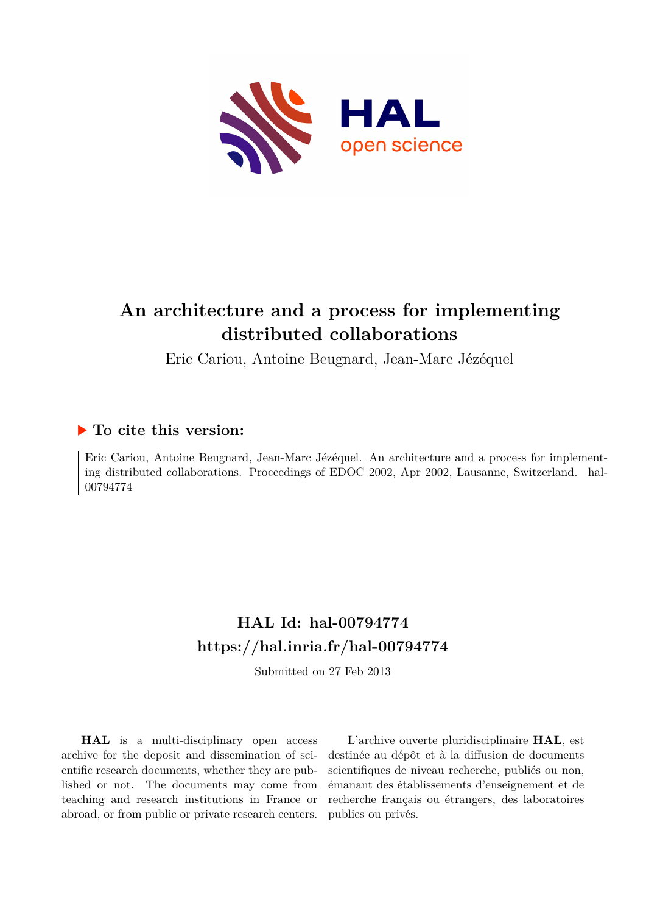# An architecture and a process for implementing distributed collaborations

Eric Cariou, Antoine Beugnard, Jean-Marc Jézéquel

## ▶ To cite this version:

Eric Cariou, Antoine Beugnard, Jean-Marc Jézéquel. An architecture and a process for implementing distributed collaborations. Proceedings of EDOC 2002, Apr 2002, Lausanne, Switzerland. hal-00794774

## HAL Id: hal-00794774

## https://hal.inria.fr/hal-00794774

Submitted on 27 Feb 2013

**HAL** is a multi-disciplinary open access archive for the deposit and dissemination of scientific research documents, whether they are published or not. The documents may come from teaching and research institutions in France or abroad, or from public or private research centers.

L'archive ouverte pluridisciplinaire **HAL**, est destinée au dépôt et à la diffusion de documents scientifiques de niveau recherche, publiés ou non, émanant des établissements d'enseignement et de recherche français ou étrangers, des laboratoires publics ou privés.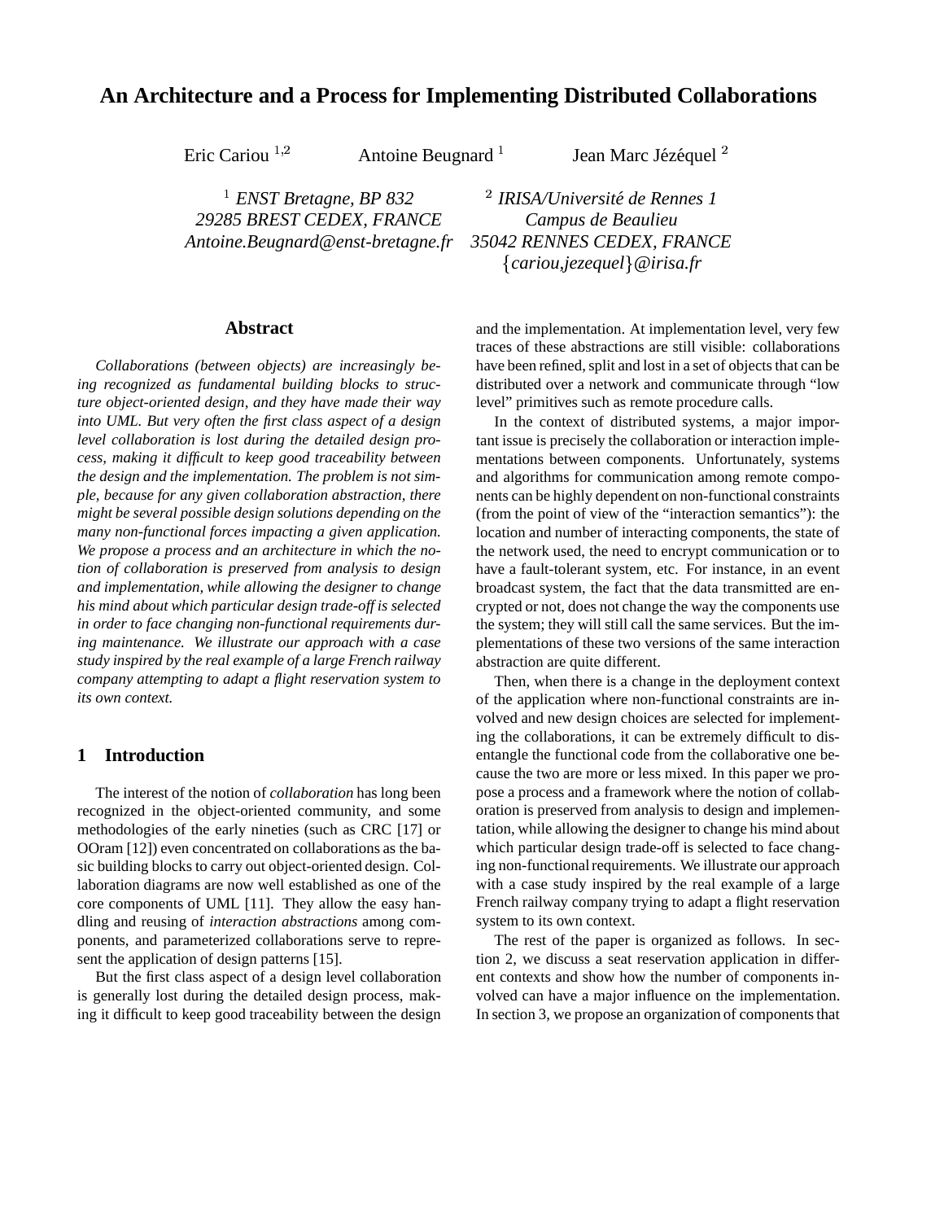# An Architecture and a Process for Implementing Distributed Collaborations

Eric Cariou [1,2] Antoine Beugnard [1] Jean Marc Jézéquel [2]

[1] *ENST Bretagne, BP 832*
*29285 BREST CEDEX, FRANCE*
*Antoine.Beugnard@enst-bretagne.fr*

[2] *IRISA/Université de Rennes 1*
*Campus de Beaulieu*
*35042 RENNES CEDEX, FRANCE*
*{cariou,jezequel}@irisa.fr*

## Abstract

*Collaborations (between objects) are increasingly being recognized as fundamental building blocks to structure object-oriented design, and they have made their way into UML. But very often the first class aspect of a design level collaboration is lost during the detailed design process, making it difficult to keep good traceability between the design and the implementation. The problem is not simple, because for any given collaboration abstraction, there might be several possible design solutions depending on the many non-functional forces impacting a given application. We propose a process and an architecture in which the notion of collaboration is preserved from analysis to design and implementation, while allowing the designer to change his mind about which particular design trade-off is selected in order to face changing non-functional requirements during maintenance. We illustrate our approach with a case study inspired by the real example of a large French railway company attempting to adapt a flight reservation system to its own context.*

## 1 Introduction

The interest of the notion of *collaboration* has long been recognized in the object-oriented community, and some methodologies of the early nineties (such as CRC [17] or OOram [12]) even concentrated on collaborations as the basic building blocks to carry out object-oriented design. Collaboration diagrams are now well established as one of the core components of UML [11]. They allow the easy handling and reusing of *interaction abstractions* among components, and parameterized collaborations serve to represent the application of design patterns [15].

But the first class aspect of a design level collaboration is generally lost during the detailed design process, making it difficult to keep good traceability between the design and the implementation. At implementation level, very few traces of these abstractions are still visible: collaborations have been refined, split and lost in a set of objects that can be distributed over a network and communicate through "low level" primitives such as remote procedure calls.

In the context of distributed systems, a major important issue is precisely the collaboration or interaction implementations between components. Unfortunately, systems and algorithms for communication among remote components can be highly dependent on non-functional constraints (from the point of view of the "interaction semantics"): the location and number of interacting components, the state of the network used, the need to encrypt communication or to have a fault-tolerant system, etc. For instance, in an event broadcast system, the fact that the data transmitted are encrypted or not, does not change the way the components use the system; they will still call the same services. But the implementations of these two versions of the same interaction abstraction are quite different.

Then, when there is a change in the deployment context of the application where non-functional constraints are involved and new design choices are selected for implementing the collaborations, it can be extremely difficult to disentangle the functional code from the collaborative one because the two are more or less mixed. In this paper we propose a process and a framework where the notion of collaboration is preserved from analysis to design and implementation, while allowing the designer to change his mind about which particular design trade-off is selected to face changing non-functional requirements. We illustrate our approach with a case study inspired by the real example of a large French railway company trying to adapt a flight reservation system to its own context.

The rest of the paper is organized as follows. In section 2, we discuss a seat reservation application in different contexts and show how the number of components involved can have a major influence on the implementation. In section 3, we propose an organization of components that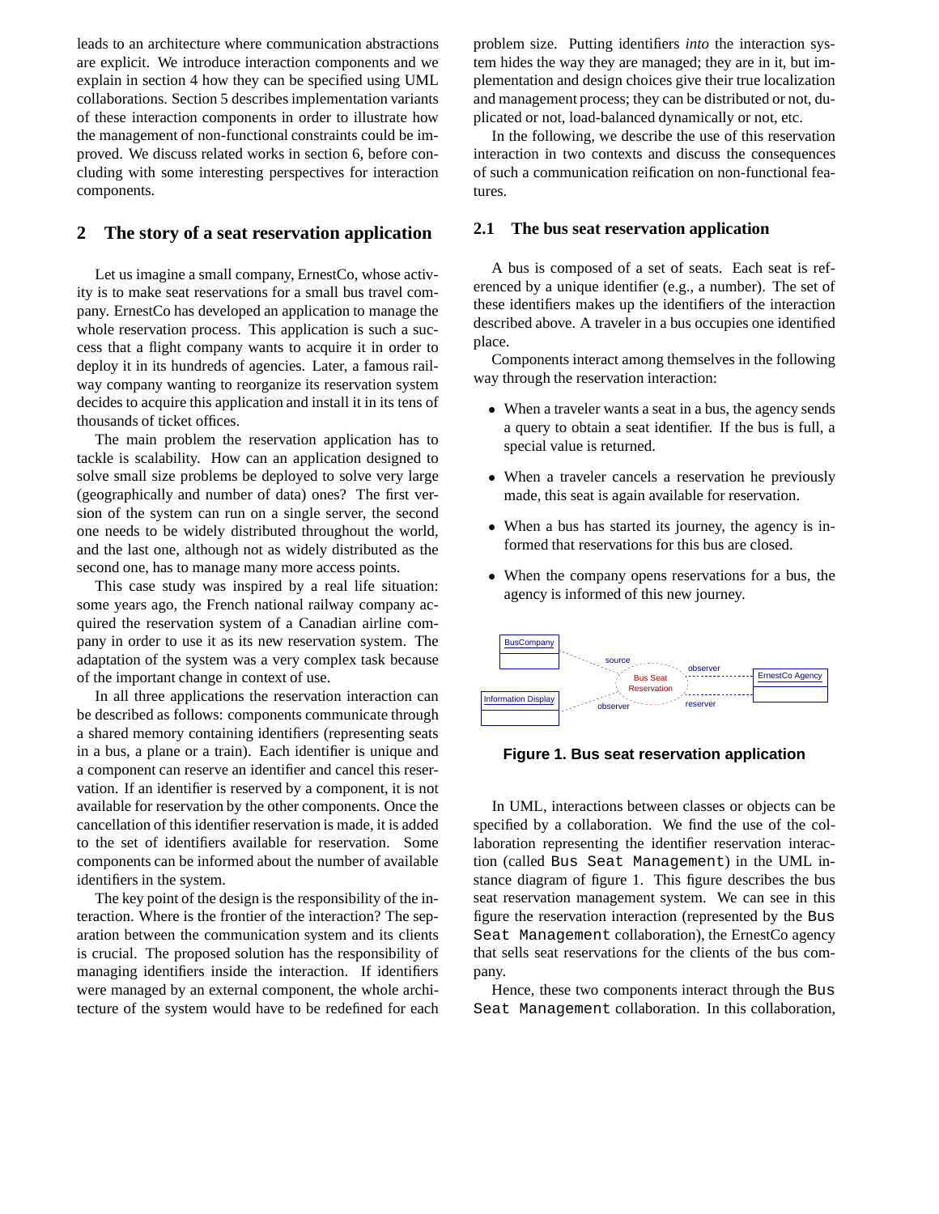leads to an architecture where communication abstractions are explicit. We introduce interaction components and we explain in section 4 how they can be specified using UML collaborations. Section 5 describes implementation variants of these interaction components in order to illustrate how the management of non-functional constraints could be improved. We discuss related works in section 6, before concluding with some interesting perspectives for interaction components.

## 2 The story of a seat reservation application

Let us imagine a small company, ErnestCo, whose activity is to make seat reservations for a small bus travel company. ErnestCo has developed an application to manage the whole reservation process. This application is such a success that a flight company wants to acquire it in order to deploy it in its hundreds of agencies. Later, a famous railway company wanting to reorganize its reservation system decides to acquire this application and install it in its tens of thousands of ticket offices.

The main problem the reservation application has to tackle is scalability. How can an application designed to solve small size problems be deployed to solve very large (geographically and number of data) ones? The first version of the system can run on a single server, the second one needs to be widely distributed throughout the world, and the last one, although not as widely distributed as the second one, has to manage many more access points.

This case study was inspired by a real life situation: some years ago, the French national railway company acquired the reservation system of a Canadian airline company in order to use it as its new reservation system. The adaptation of the system was a very complex task because of the important change in context of use.

In all three applications the reservation interaction can be described as follows: components communicate through a shared memory containing identifiers (representing seats in a bus, a plane or a train). Each identifier is unique and a component can reserve an identifier and cancel this reservation. If an identifier is reserved by a component, it is not available for reservation by the other components. Once the cancellation of this identifier reservation is made, it is added to the set of identifiers available for reservation. Some components can be informed about the number of available identifiers in the system.

The key point of the design is the responsibility of the interaction. Where is the frontier of the interaction? The separation between the communication system and its clients is crucial. The proposed solution has the responsibility of managing identifiers inside the interaction. If identifiers were managed by an external component, the whole architecture of the system would have to be redefined for each problem size. Putting identifiers *into* the interaction system hides the way they are managed; they are in it, but implementation and design choices give their true localization and management process; they can be distributed or not, duplicated or not, load-balanced dynamically or not, etc.

In the following, we describe the use of this reservation interaction in two contexts and discuss the consequences of such a communication reification on non-functional features.

### 2.1 The bus seat reservation application

A bus is composed of a set of seats. Each seat is referenced by a unique identifier (e.g., a number). The set of these identifiers makes up the identifiers of the interaction described above. A traveler in a bus occupies one identified place.

Components interact among themselves in the following way through the reservation interaction:

- When a traveler wants a seat in a bus, the agency sends a query to obtain a seat identifier. If the bus is full, a special value is returned.
- When a traveler cancels a reservation he previously made, this seat is again available for reservation.
- When a bus has started its journey, the agency is informed that reservations for this bus are closed.
- When the company opens reservations for a bus, the agency is informed of this new journey.

BusCompany
source
Bus Seat Reservation
observer
ErnestCo Agency
Information Display
observer
reserver

**Figure 1. Bus seat reservation application**

In UML, interactions between classes or objects can be specified by a collaboration. We find the use of the collaboration representing the identifier reservation interaction (called `Bus Seat Management`) in the UML instance diagram of figure 1. This figure describes the bus seat reservation management system. We can see in this figure the reservation interaction (represented by the `Bus Seat Management` collaboration), the ErnestCo agency that sells seat reservations for the clients of the bus company.

Hence, these two components interact through the `Bus Seat Management` collaboration. In this collaboration,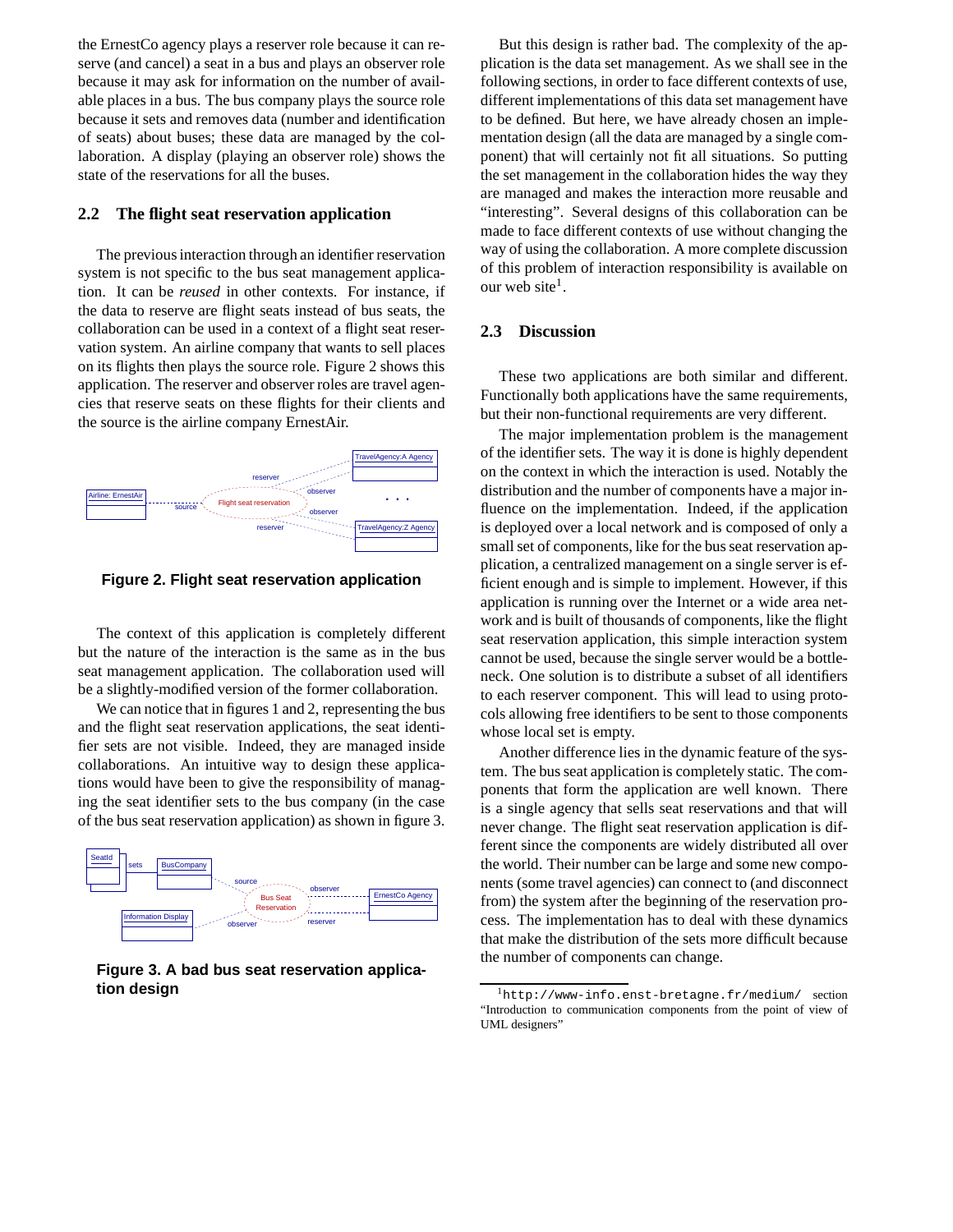the ErnestCo agency plays a reserver role because it can reserve (and cancel) a seat in a bus and plays an observer role because it may ask for information on the number of available places in a bus. The bus company plays the source role because it sets and removes data (number and identification of seats) about buses; these data are managed by the collaboration. A display (playing an observer role) shows the state of the reservations for all the buses.

## 2.2 The flight seat reservation application

The previous interaction through an identifier reservation system is not specific to the bus seat management application. It can be *reused* in other contexts. For instance, if the data to reserve are flight seats instead of bus seats, the collaboration can be used in a context of a flight seat reservation system. An airline company that wants to sell places on its flights then plays the source role. Figure 2 shows this application. The reserver and observer roles are travel agencies that reserve seats on these flights for their clients and the source is the airline company ErnestAir.

Airline: ErnestAir
source
Flight seat reservation
reserver
observer
observer
reserver
TravelAgency:A Agency
. . .
TravelAgency:Z Agency

**Figure 2. Flight seat reservation application**

The context of this application is completely different but the nature of the interaction is the same as in the bus seat management application. The collaboration used will be a slightly-modified version of the former collaboration.

We can notice that in figures 1 and 2, representing the bus and the flight seat reservation applications, the seat identifier sets are not visible. Indeed, they are managed inside collaborations. An intuitive way to design these applications would have been to give the responsibility of managing the seat identifier sets to the bus company (in the case of the bus seat reservation application) as shown in figure 3.

SeatId
sets
BusCompany
source
Bus Seat Reservation
observer
reserver
ErnestCo Agency
Information Display
observer

**Figure 3. A bad bus seat reservation application design**

But this design is rather bad. The complexity of the application is the data set management. As we shall see in the following sections, in order to face different contexts of use, different implementations of this data set management have to be defined. But here, we have already chosen an implementation design (all the data are managed by a single component) that will certainly not fit all situations. So putting the set management in the collaboration hides the way they are managed and makes the interaction more reusable and "interesting". Several designs of this collaboration can be made to face different contexts of use without changing the way of using the collaboration. A more complete discussion of this problem of interaction responsibility is available on our web site[1].

## 2.3 Discussion

These two applications are both similar and different. Functionally both applications have the same requirements, but their non-functional requirements are very different.

The major implementation problem is the management of the identifier sets. The way it is done is highly dependent on the context in which the interaction is used. Notably the distribution and the number of components have a major influence on the implementation. Indeed, if the application is deployed over a local network and is composed of only a small set of components, like for the bus seat reservation application, a centralized management on a single server is efficient enough and is simple to implement. However, if this application is running over the Internet or a wide area network and is built of thousands of components, like the flight seat reservation application, this simple interaction system cannot be used, because the single server would be a bottleneck. One solution is to distribute a subset of all identifiers to each reserver component. This will lead to using protocols allowing free identifiers to be sent to those components whose local set is empty.

Another difference lies in the dynamic feature of the system. The bus seat application is completely static. The components that form the application are well known. There is a single agency that sells seat reservations and that will never change. The flight seat reservation application is different since the components are widely distributed all over the world. Their number can be large and some new components (some travel agencies) can connect to (and disconnect from) the system after the beginning of the reservation process. The implementation has to deal with these dynamics that make the distribution of the sets more difficult because the number of components can change.

---

[1] `http://www-info.enst-bretagne.fr/medium/` section "Introduction to communication components from the point of view of UML designers"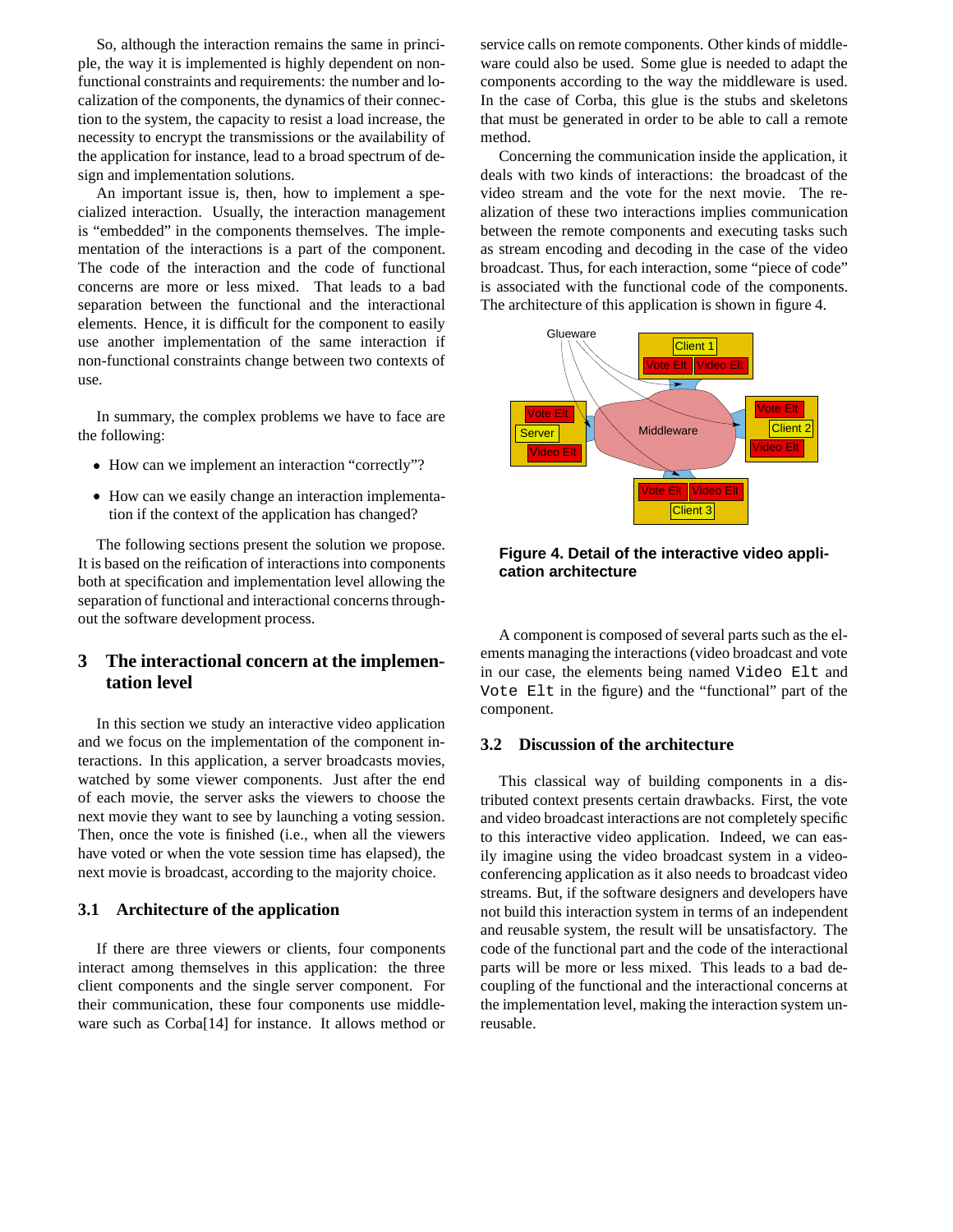So, although the interaction remains the same in principle, the way it is implemented is highly dependent on non-functional constraints and requirements: the number and localization of the components, the dynamics of their connection to the system, the capacity to resist a load increase, the necessity to encrypt the transmissions or the availability of the application for instance, lead to a broad spectrum of design and implementation solutions.

An important issue is, then, how to implement a specialized interaction. Usually, the interaction management is "embedded" in the components themselves. The implementation of the interactions is a part of the component. The code of the interaction and the code of functional concerns are more or less mixed. That leads to a bad separation between the functional and the interactional elements. Hence, it is difficult for the component to easily use another implementation of the same interaction if non-functional constraints change between two contexts of use.

In summary, the complex problems we have to face are the following:

- How can we implement an interaction "correctly"?
- How can we easily change an interaction implementation if the context of the application has changed?

The following sections present the solution we propose. It is based on the reification of interactions into components both at specification and implementation level allowing the separation of functional and interactional concerns throughout the software development process.

## 3 The interactional concern at the implementation level

In this section we study an interactive video application and we focus on the implementation of the component interactions. In this application, a server broadcasts movies, watched by some viewer components. Just after the end of each movie, the server asks the viewers to choose the next movie they want to see by launching a voting session. Then, once the vote is finished (i.e., when all the viewers have voted or when the vote session time has elapsed), the next movie is broadcast, according to the majority choice.

### 3.1 Architecture of the application

If there are three viewers or clients, four components interact among themselves in this application: the three client components and the single server component. For their communication, these four components use middleware such as Corba[14] for instance. It allows method or service calls on remote components. Other kinds of middleware could also be used. Some glue is needed to adapt the components according to the way the middleware is used. In the case of Corba, this glue is the stubs and skeletons that must be generated in order to be able to call a remote method.

Concerning the communication inside the application, it deals with two kinds of interactions: the broadcast of the video stream and the vote for the next movie. The realization of these two interactions implies communication between the remote components and executing tasks such as stream encoding and decoding in the case of the video broadcast. Thus, for each interaction, some "piece of code" is associated with the functional code of the components. The architecture of this application is shown in figure 4.

**Figure 4. Detail of the interactive video application architecture**

A component is composed of several parts such as the elements managing the interactions (video broadcast and vote in our case, the elements being named `Video Elt` and `Vote Elt` in the figure) and the "functional" part of the component.

### 3.2 Discussion of the architecture

This classical way of building components in a distributed context presents certain drawbacks. First, the vote and video broadcast interactions are not completely specific to this interactive video application. Indeed, we can easily imagine using the video broadcast system in a video-conferencing application as it also needs to broadcast video streams. But, if the software designers and developers have not build this interaction system in terms of an independent and reusable system, the result will be unsatisfactory. The code of the functional part and the code of the interactional parts will be more or less mixed. This leads to a bad decoupling of the functional and the interactional concerns at the implementation level, making the interaction system unreusable.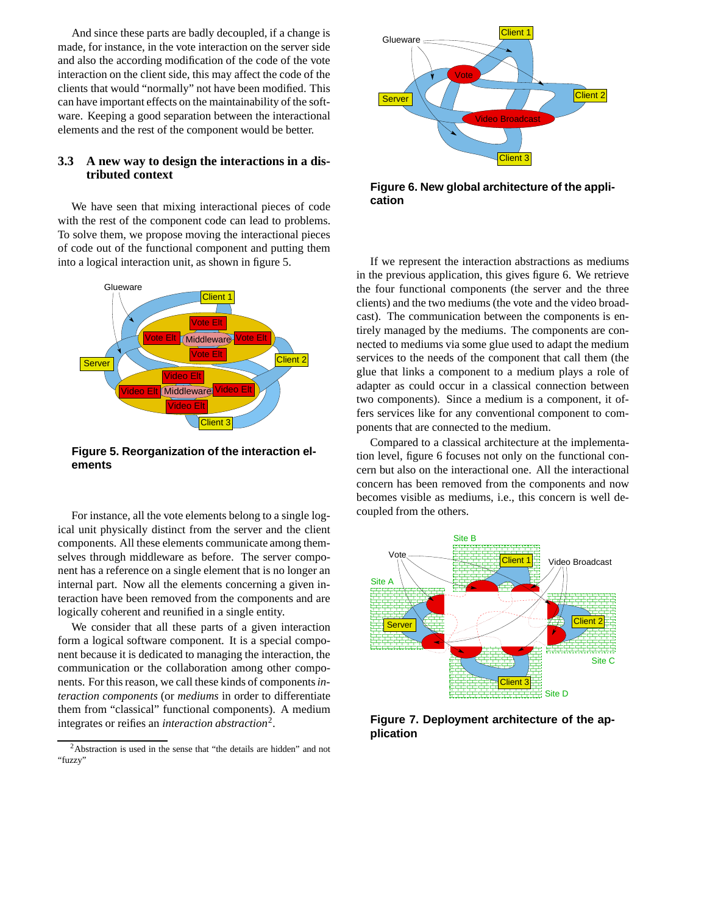And since these parts are badly decoupled, if a change is made, for instance, in the vote interaction on the server side and also the according modification of the code of the vote interaction on the client side, this may affect the code of the clients that would "normally" not have been modified. This can have important effects on the maintainability of the software. Keeping a good separation between the interactional elements and the rest of the component would be better.

### 3.3 A new way to design the interactions in a distributed context

We have seen that mixing interactional pieces of code with the rest of the component code can lead to problems. To solve them, we propose moving the interactional pieces of code out of the functional component and putting them into a logical interaction unit, as shown in figure 5.

Glueware
Client 1
Vote Elt
Vote Elt
Middleware
Vote Elt
Vote Elt
Server
Client 2
Video Elt
Video Elt
Middleware
Video Elt
Video Elt
Client 3

**Figure 5. Reorganization of the interaction elements**

For instance, all the vote elements belong to a single logical unit physically distinct from the server and the client components. All these elements communicate among themselves through middleware as before. The server component has a reference on a single element that is no longer an internal part. Now all the elements concerning a given interaction have been removed from the components and are logically coherent and reunified in a single entity.

We consider that all these parts of a given interaction form a logical software component. It is a special component because it is dedicated to managing the interaction, the communication or the collaboration among other components. For this reason, we call these kinds of components *interaction components* (or *mediums* in order to differentiate them from "classical" functional components). A medium integrates or reifies an *interaction abstraction*[2].

[2]Abstraction is used in the sense that "the details are hidden" and not "fuzzy"

Glueware
Client 1
Vote
Server
Client 2
Video Broadcast
Client 3

**Figure 6. New global architecture of the application**

If we represent the interaction abstractions as mediums in the previous application, this gives figure 6. We retrieve the four functional components (the server and the three clients) and the two mediums (the vote and the video broadcast). The communication between the components is entirely managed by the mediums. The components are connected to mediums via some glue used to adapt the medium services to the needs of the component that call them (the glue that links a component to a medium plays a role of adapter as could occur in a classical connection between two components). Since a medium is a component, it offers services like for any conventional component to components that are connected to the medium.

Compared to a classical architecture at the implementation level, figure 6 focuses not only on the functional concern but also on the interactional one. All the interactional concern has been removed from the components and now becomes visible as mediums, i.e., this concern is well decoupled from the others.

Site B
Vote
Client 1
Video Broadcast
Site A
Server
Client 2
Site C
Client 3
Site D

**Figure 7. Deployment architecture of the application**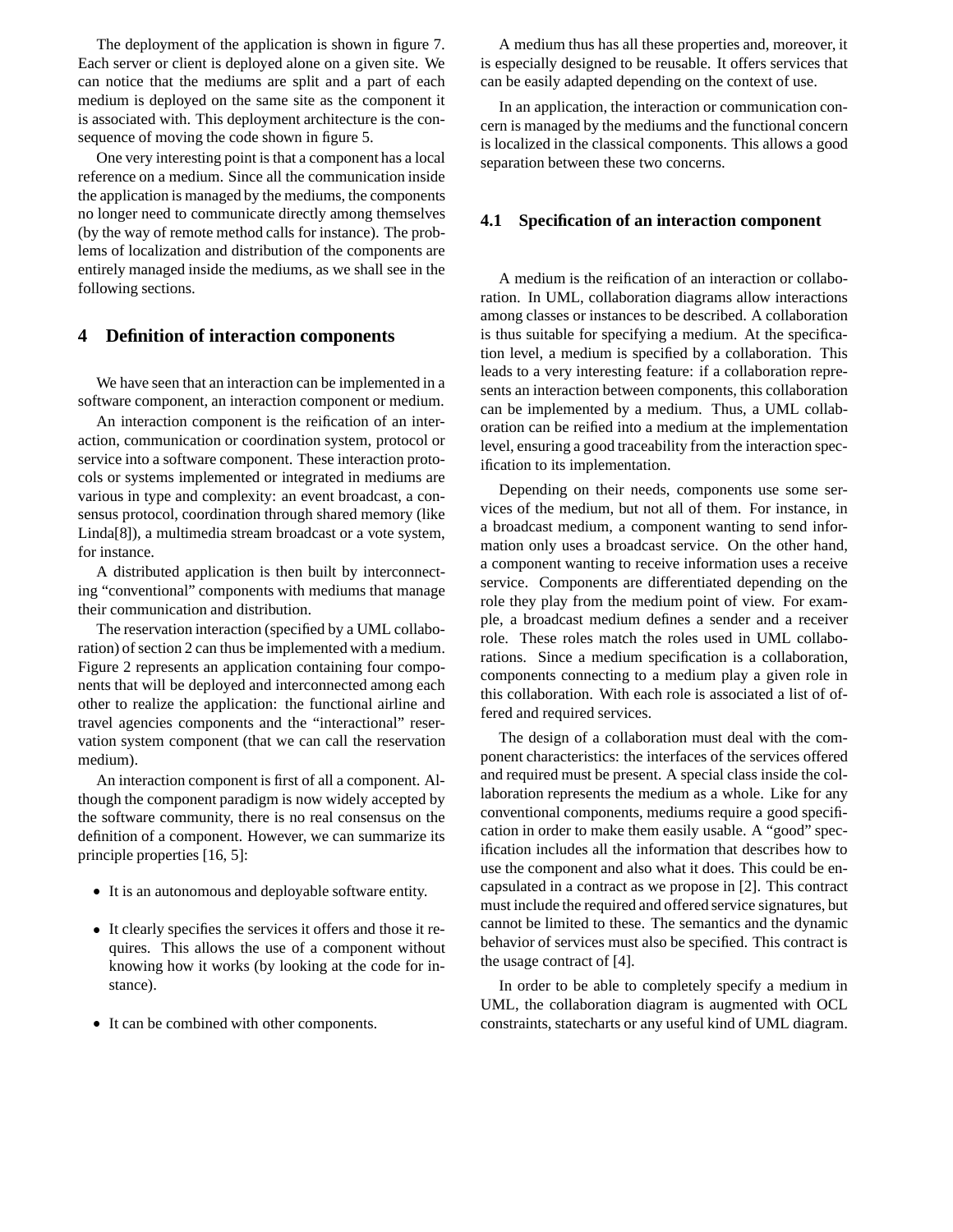The deployment of the application is shown in figure 7. Each server or client is deployed alone on a given site. We can notice that the mediums are split and a part of each medium is deployed on the same site as the component it is associated with. This deployment architecture is the consequence of moving the code shown in figure 5.

One very interesting point is that a component has a local reference on a medium. Since all the communication inside the application is managed by the mediums, the components no longer need to communicate directly among themselves (by the way of remote method calls for instance). The problems of localization and distribution of the components are entirely managed inside the mediums, as we shall see in the following sections.

# 4 Definition of interaction components

We have seen that an interaction can be implemented in a software component, an interaction component or medium.

An interaction component is the reification of an interaction, communication or coordination system, protocol or service into a software component. These interaction protocols or systems implemented or integrated in mediums are various in type and complexity: an event broadcast, a consensus protocol, coordination through shared memory (like Linda[8]), a multimedia stream broadcast or a vote system, for instance.

A distributed application is then built by interconnecting "conventional" components with mediums that manage their communication and distribution.

The reservation interaction (specified by a UML collaboration) of section 2 can thus be implemented with a medium. Figure 2 represents an application containing four components that will be deployed and interconnected among each other to realize the application: the functional airline and travel agencies components and the "interactional" reservation system component (that we can call the reservation medium).

An interaction component is first of all a component. Although the component paradigm is now widely accepted by the software community, there is no real consensus on the definition of a component. However, we can summarize its principle properties [16, 5]:

- It is an autonomous and deployable software entity.
- It clearly specifies the services it offers and those it requires. This allows the use of a component without knowing how it works (by looking at the code for instance).
- It can be combined with other components.

A medium thus has all these properties and, moreover, it is especially designed to be reusable. It offers services that can be easily adapted depending on the context of use.

In an application, the interaction or communication concern is managed by the mediums and the functional concern is localized in the classical components. This allows a good separation between these two concerns.

## 4.1 Specification of an interaction component

A medium is the reification of an interaction or collaboration. In UML, collaboration diagrams allow interactions among classes or instances to be described. A collaboration is thus suitable for specifying a medium. At the specification level, a medium is specified by a collaboration. This leads to a very interesting feature: if a collaboration represents an interaction between components, this collaboration can be implemented by a medium. Thus, a UML collaboration can be reified into a medium at the implementation level, ensuring a good traceability from the interaction specification to its implementation.

Depending on their needs, components use some services of the medium, but not all of them. For instance, in a broadcast medium, a component wanting to send information only uses a broadcast service. On the other hand, a component wanting to receive information uses a receive service. Components are differentiated depending on the role they play from the medium point of view. For example, a broadcast medium defines a sender and a receiver role. These roles match the roles used in UML collaborations. Since a medium specification is a collaboration, components connecting to a medium play a given role in this collaboration. With each role is associated a list of offered and required services.

The design of a collaboration must deal with the component characteristics: the interfaces of the services offered and required must be present. A special class inside the collaboration represents the medium as a whole. Like for any conventional components, mediums require a good specification in order to make them easily usable. A "good" specification includes all the information that describes how to use the component and also what it does. This could be encapsulated in a contract as we propose in [2]. This contract must include the required and offered service signatures, but cannot be limited to these. The semantics and the dynamic behavior of services must also be specified. This contract is the usage contract of [4].

In order to be able to completely specify a medium in UML, the collaboration diagram is augmented with OCL constraints, statecharts or any useful kind of UML diagram.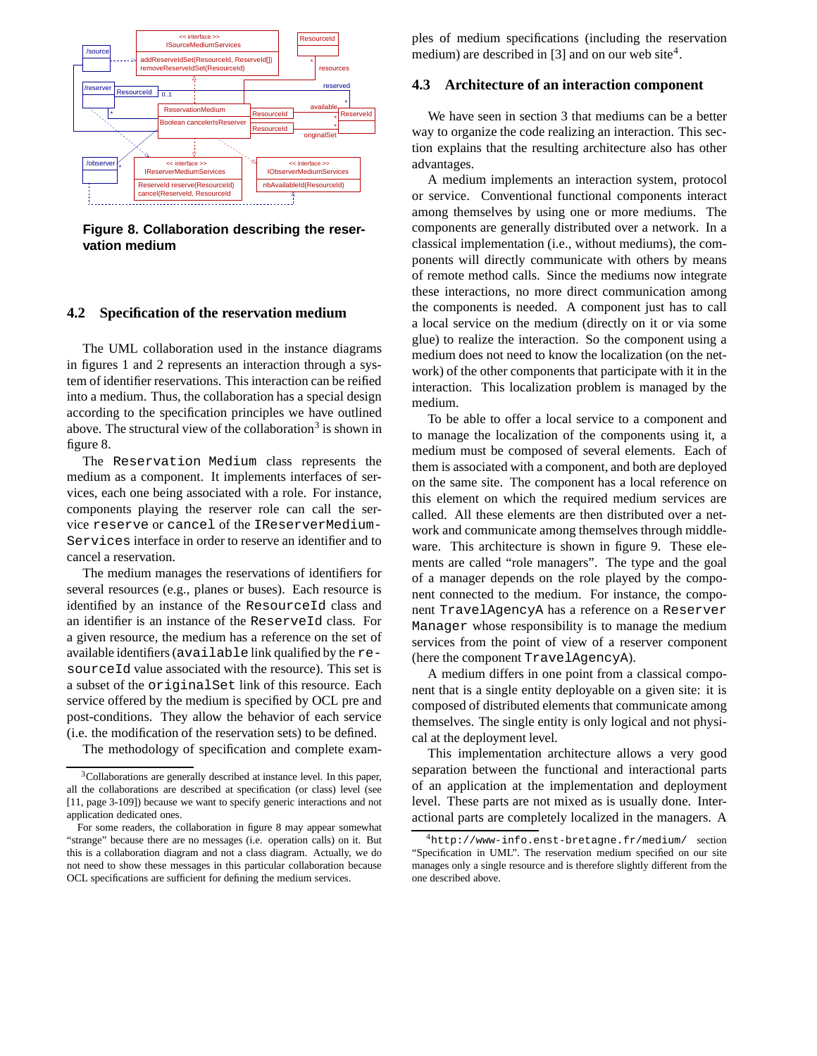**Figure 8. Collaboration describing the reservation medium**

### 4.2 Specification of the reservation medium

The UML collaboration used in the instance diagrams in figures 1 and 2 represents an interaction through a system of identifier reservations. This interaction can be reified into a medium. Thus, the collaboration has a special design according to the specification principles we have outlined above. The structural view of the collaboration[3] is shown in figure 8.

The `Reservation Medium` class represents the medium as a component. It implements interfaces of services, each one being associated with a role. For instance, components playing the reserver role can call the service `reserve` or `cancel` of the `IReserverMediumServices` interface in order to reserve an identifier and to cancel a reservation.

The medium manages the reservations of identifiers for several resources (e.g., planes or buses). Each resource is identified by an instance of the `ResourceId` class and an identifier is an instance of the `ReserveId` class. For a given resource, the medium has a reference on the set of available identifiers (`available` link qualified by the `resourceId` value associated with the resource). This set is a subset of the `originalSet` link of this resource. Each service offered by the medium is specified by OCL pre and post-conditions. They allow the behavior of each service (i.e. the modification of the reservation sets) to be defined.

The methodology of specification and complete examples of medium specifications (including the reservation medium) are described in [3] and on our web site[4].

### 4.3 Architecture of an interaction component

We have seen in section 3 that mediums can be a better way to organize the code realizing an interaction. This section explains that the resulting architecture also has other advantages.

A medium implements an interaction system, protocol or service. Conventional functional components interact among themselves by using one or more mediums. The components are generally distributed over a network. In a classical implementation (i.e., without mediums), the components will directly communicate with others by means of remote method calls. Since the mediums now integrate these interactions, no more direct communication among the components is needed. A component just has to call a local service on the medium (directly on it or via some glue) to realize the interaction. So the component using a medium does not need to know the localization (on the network) of the other components that participate with it in the interaction. This localization problem is managed by the medium.

To be able to offer a local service to a component and to manage the localization of the components using it, a medium must be composed of several elements. Each of them is associated with a component, and both are deployed on the same site. The component has a local reference on this element on which the required medium services are called. All these elements are then distributed over a network and communicate among themselves through middleware. This architecture is shown in figure 9. These elements are called "role managers". The type and the goal of a manager depends on the role played by the component connected to the medium. For instance, the component `TravelAgencyA` has a reference on a `Reserver Manager` whose responsibility is to manage the medium services from the point of view of a reserver component (here the component `TravelAgencyA`).

A medium differs in one point from a classical component that is a single entity deployable on a given site: it is composed of distributed elements that communicate among themselves. The single entity is only logical and not physical at the deployment level.

This implementation architecture allows a very good separation between the functional and interactional parts of an application at the implementation and deployment level. These parts are not mixed as is usually done. Interactional parts are completely localized in the managers. A

---

[3] Collaborations are generally described at instance level. In this paper, all the collaborations are described at specification (or class) level (see [11, page 3-109]) because we want to specify generic interactions and not application dedicated ones.

For some readers, the collaboration in figure 8 may appear somewhat "strange" because there are no messages (i.e. operation calls) on it. But this is a collaboration diagram and not a class diagram. Actually, we do not need to show these messages in this particular collaboration because OCL specifications are sufficient for defining the medium services.

[4] `http://www-info.enst-bretagne.fr/medium/` section "Specification in UML". The reservation medium specified on our site manages only a single resource and is therefore slightly different from the one described above.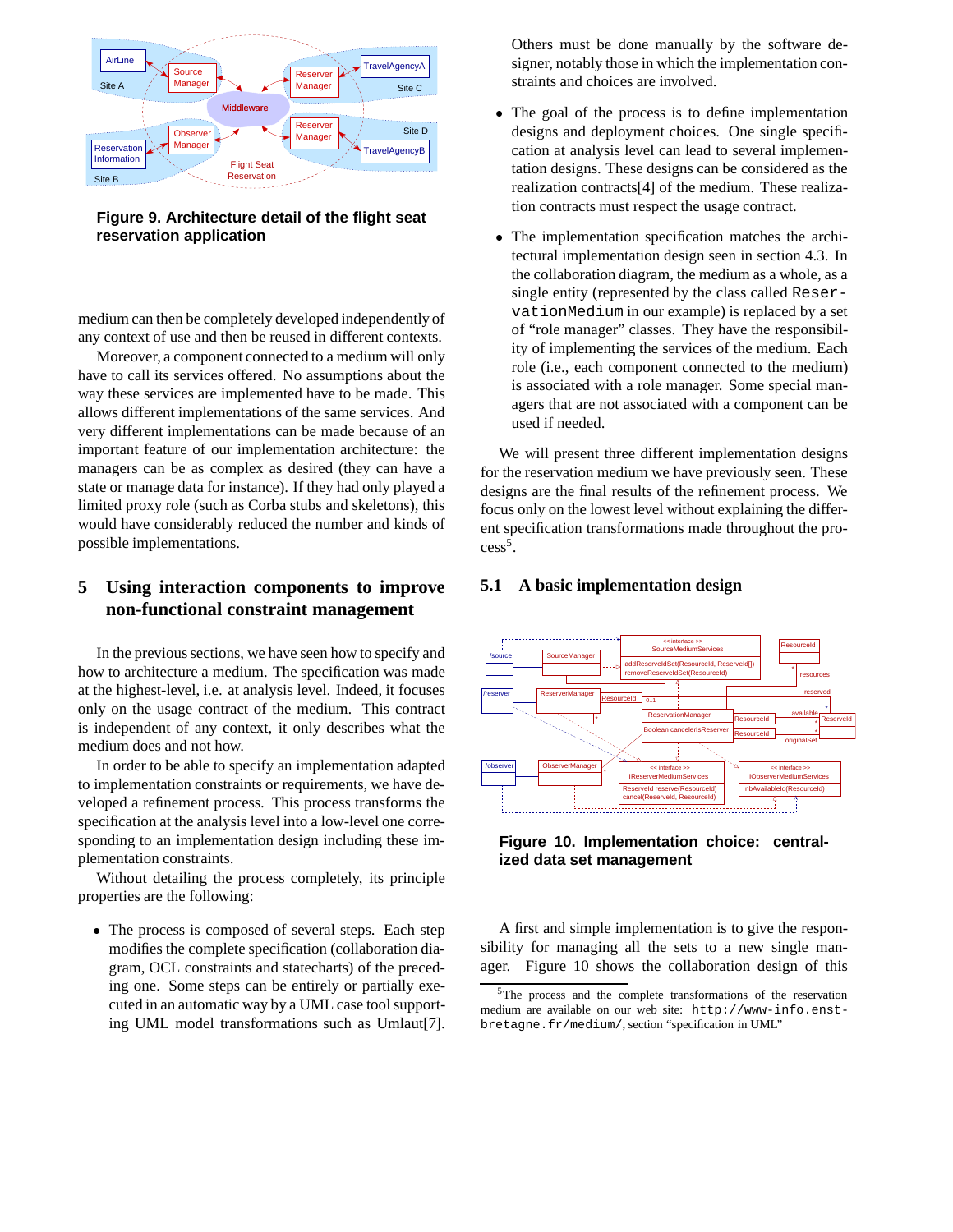AirLine
Site A
Source Manager
Middleware
Reserver Manager
TravelAgencyA
Site C
Observer Manager
Reservation Information
Site B
Reserver Manager
Site D
TravelAgencyB
Flight Seat Reservation

**Figure 9. Architecture detail of the flight seat reservation application**

medium can then be completely developed independently of any context of use and then be reused in different contexts.

Moreover, a component connected to a medium will only have to call its services offered. No assumptions about the way these services are implemented have to be made. This allows different implementations of the same services. And very different implementations can be made because of an important feature of our implementation architecture: the managers can be as complex as desired (they can have a state or manage data for instance). If they had only played a limited proxy role (such as Corba stubs and skeletons), this would have considerably reduced the number and kinds of possible implementations.

## 5 Using interaction components to improve non-functional constraint management

In the previous sections, we have seen how to specify and how to architecture a medium. The specification was made at the highest-level, i.e. at analysis level. Indeed, it focuses only on the usage contract of the medium. This contract is independent of any context, it only describes what the medium does and not how.

In order to be able to specify an implementation adapted to implementation constraints or requirements, we have developed a refinement process. This process transforms the specification at the analysis level into a low-level one corresponding to an implementation design including these implementation constraints.

Without detailing the process completely, its principle properties are the following:

- The process is composed of several steps. Each step modifies the complete specification (collaboration diagram, OCL constraints and statecharts) of the preceding one. Some steps can be entirely or partially executed in an automatic way by a UML case tool supporting UML model transformations such as Umlaut[7]. Others must be done manually by the software designer, notably those in which the implementation constraints and choices are involved.
- The goal of the process is to define implementation designs and deployment choices. One single specification at analysis level can lead to several implementation designs. These designs can be considered as the realization contracts[4] of the medium. These realization contracts must respect the usage contract.
- The implementation specification matches the architectural implementation design seen in section 4.3. In the collaboration diagram, the medium as a whole, as a single entity (represented by the class called `ReservationMedium` in our example) is replaced by a set of "role manager" classes. They have the responsibility of implementing the services of the medium. Each role (i.e., each component connected to the medium) is associated with a role manager. Some special managers that are not associated with a component can be used if needed.

We will present three different implementation designs for the reservation medium we have previously seen. These designs are the final results of the refinement process. We focus only on the lowest level without explaining the different specification transformations made throughout the process[5].

### 5.1 A basic implementation design

/source
SourceManager
<< interface >>
ISourceMediumServices
addReserveIdSet(ResourceId, ReserveId[])
removeReserveIdSet(ResourceId)
ResourceId
resources
/reserver
ReserverManager
ResourceId
0..1
reserved
ReservationManager
Boolean cancelerIsReserver
ResourceId
available
ReserveId
ResourceId
originalSet
/observer
ObserverManager
<< interface >>
IReserverMediumServices
ReserveId reserve(ResourceId)
cancel(ReserveId, ResourceId)
<< interface >>
IObserverMediumServices
nbAvailableId(ResourceId)

**Figure 10. Implementation choice: centralized data set management**

A first and simple implementation is to give the responsibility for managing all the sets to a new single manager. Figure 10 shows the collaboration design of this

[5] The process and the complete transformations of the reservation medium are available on our web site: `http://www-info.enst-bretagne.fr/medium/`, section "specification in UML"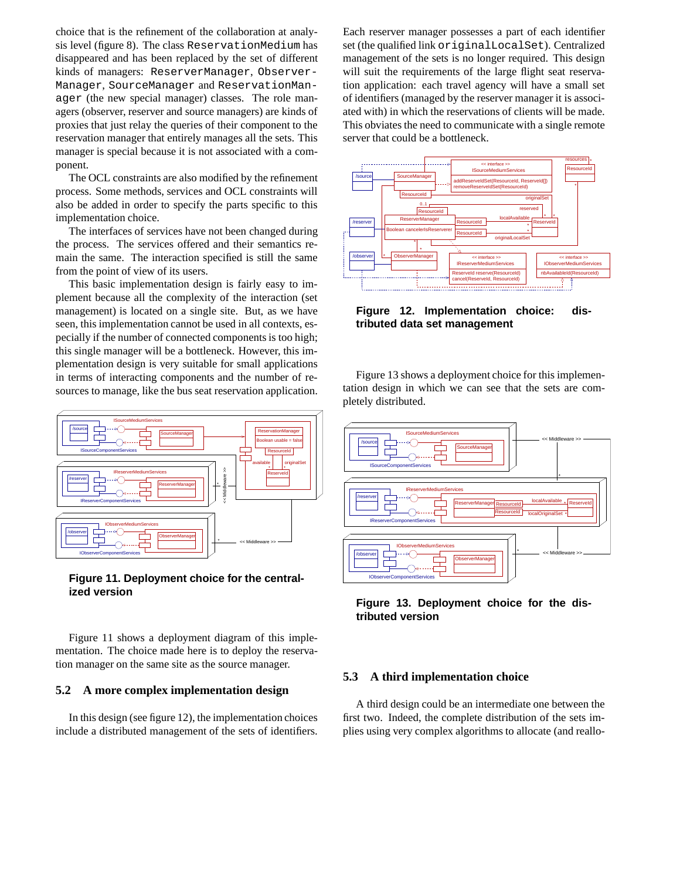choice that is the refinement of the collaboration at analysis level (figure 8). The class `ReservationMedium` has disappeared and has been replaced by the set of different kinds of managers: `ReserverManager`, `ObserverManager`, `SourceManager` and `ReservationManager` (the new special manager) classes. The role managers (observer, reserver and source managers) are kinds of proxies that just relay the queries of their component to the reservation manager that entirely manages all the sets. This manager is special because it is not associated with a component.

The OCL constraints are also modified by the refinement process. Some methods, services and OCL constraints will also be added in order to specify the parts specific to this implementation choice.

The interfaces of services have not been changed during the process. The services offered and their semantics remain the same. The interaction specified is still the same from the point of view of its users.

This basic implementation design is fairly easy to implement because all the complexity of the interaction (set management) is located on a single site. But, as we have seen, this implementation cannot be used in all contexts, especially if the number of connected components is too high; this single manager will be a bottleneck. However, this implementation design is very suitable for small applications in terms of interacting components and the number of resources to manage, like the bus seat reservation application.

**Figure 11. Deployment choice for the centralized version**

Figure 11 shows a deployment diagram of this implementation. The choice made here is to deploy the reservation manager on the same site as the source manager.

## 5.2 A more complex implementation design

In this design (see figure 12), the implementation choices include a distributed management of the sets of identifiers. Each reserver manager possesses a part of each identifier set (the qualified link `originalLocalSet`). Centralized management of the sets is no longer required. This design will suit the requirements of the large flight seat reservation application: each travel agency will have a small set of identifiers (managed by the reserver manager it is associated with) in which the reservations of clients will be made. This obviates the need to communicate with a single remote server that could be a bottleneck.

**Figure 12. Implementation choice: distributed data set management**

Figure 13 shows a deployment choice for this implementation design in which we can see that the sets are completely distributed.

**Figure 13. Deployment choice for the distributed version**

## 5.3 A third implementation choice

A third design could be an intermediate one between the first two. Indeed, the complete distribution of the sets implies using very complex algorithms to allocate (and reallo-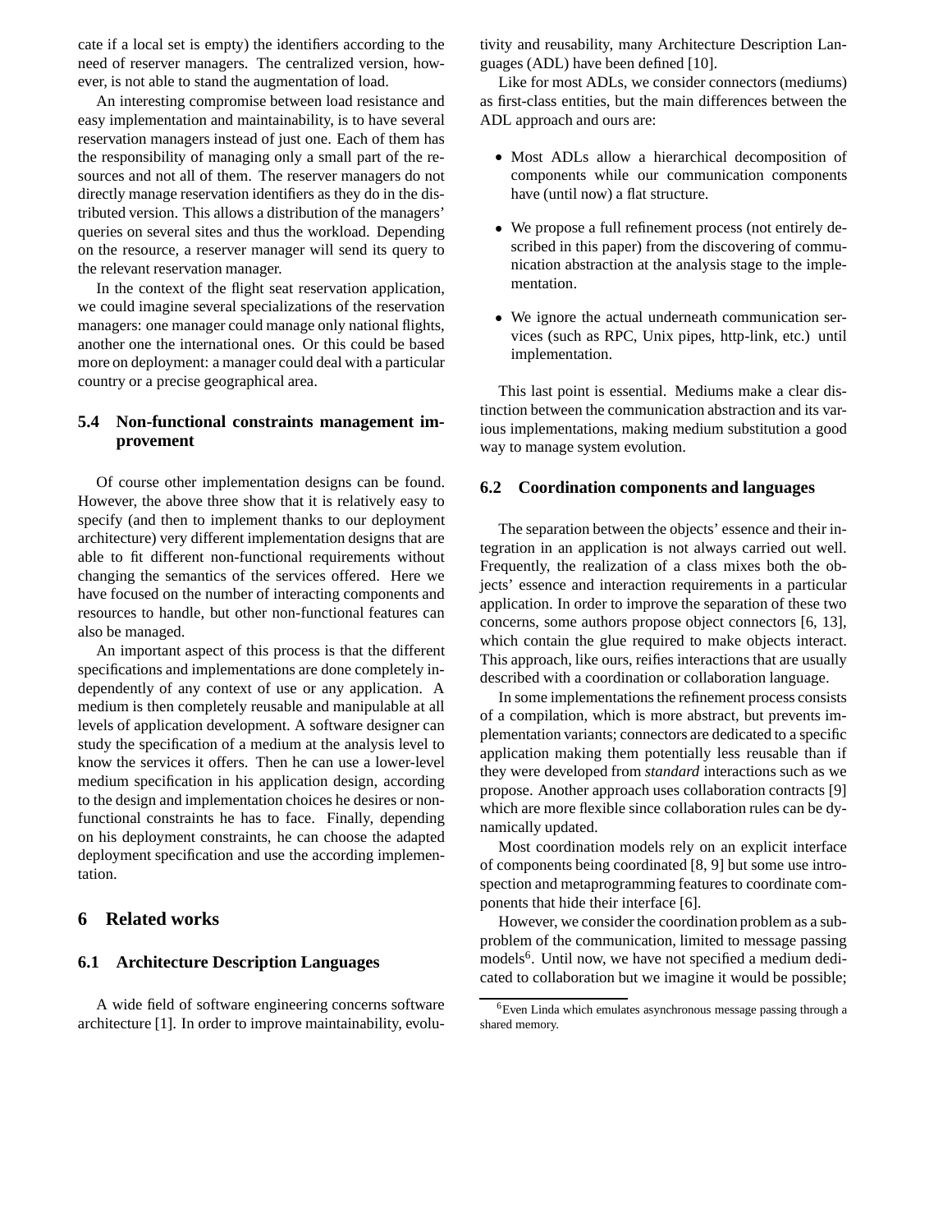cate if a local set is empty) the identifiers according to the need of reserver managers. The centralized version, however, is not able to stand the augmentation of load.

An interesting compromise between load resistance and easy implementation and maintainability, is to have several reservation managers instead of just one. Each of them has the responsibility of managing only a small part of the resources and not all of them. The reserver managers do not directly manage reservation identifiers as they do in the distributed version. This allows a distribution of the managers' queries on several sites and thus the workload. Depending on the resource, a reserver manager will send its query to the relevant reservation manager.

In the context of the flight seat reservation application, we could imagine several specializations of the reservation managers: one manager could manage only national flights, another one the international ones. Or this could be based more on deployment: a manager could deal with a particular country or a precise geographical area.

### 5.4 Non-functional constraints management improvement

Of course other implementation designs can be found. However, the above three show that it is relatively easy to specify (and then to implement thanks to our deployment architecture) very different implementation designs that are able to fit different non-functional requirements without changing the semantics of the services offered. Here we have focused on the number of interacting components and resources to handle, but other non-functional features can also be managed.

An important aspect of this process is that the different specifications and implementations are done completely independently of any context of use or any application. A medium is then completely reusable and manipulable at all levels of application development. A software designer can study the specification of a medium at the analysis level to know the services it offers. Then he can use a lower-level medium specification in his application design, according to the design and implementation choices he desires or non-functional constraints he has to face. Finally, depending on his deployment constraints, he can choose the adapted deployment specification and use the according implementation.

## 6 Related works

### 6.1 Architecture Description Languages

A wide field of software engineering concerns software architecture [1]. In order to improve maintainability, evolutivity and reusability, many Architecture Description Languages (ADL) have been defined [10].

Like for most ADLs, we consider connectors (mediums) as first-class entities, but the main differences between the ADL approach and ours are:

- Most ADLs allow a hierarchical decomposition of components while our communication components have (until now) a flat structure.
- We propose a full refinement process (not entirely described in this paper) from the discovering of communication abstraction at the analysis stage to the implementation.
- We ignore the actual underneath communication services (such as RPC, Unix pipes, http-link, etc.) until implementation.

This last point is essential. Mediums make a clear distinction between the communication abstraction and its various implementations, making medium substitution a good way to manage system evolution.

### 6.2 Coordination components and languages

The separation between the objects' essence and their integration in an application is not always carried out well. Frequently, the realization of a class mixes both the objects' essence and interaction requirements in a particular application. In order to improve the separation of these two concerns, some authors propose object connectors [6, 13], which contain the glue required to make objects interact. This approach, like ours, reifies interactions that are usually described with a coordination or collaboration language.

In some implementations the refinement process consists of a compilation, which is more abstract, but prevents implementation variants; connectors are dedicated to a specific application making them potentially less reusable than if they were developed from *standard* interactions such as we propose. Another approach uses collaboration contracts [9] which are more flexible since collaboration rules can be dynamically updated.

Most coordination models rely on an explicit interface of components being coordinated [8, 9] but some use introspection and metaprogramming features to coordinate components that hide their interface [6].

However, we consider the coordination problem as a subproblem of the communication, limited to message passing models[6]. Until now, we have not specified a medium dedicated to collaboration but we imagine it would be possible;

[6] Even Linda which emulates asynchronous message passing through a shared memory.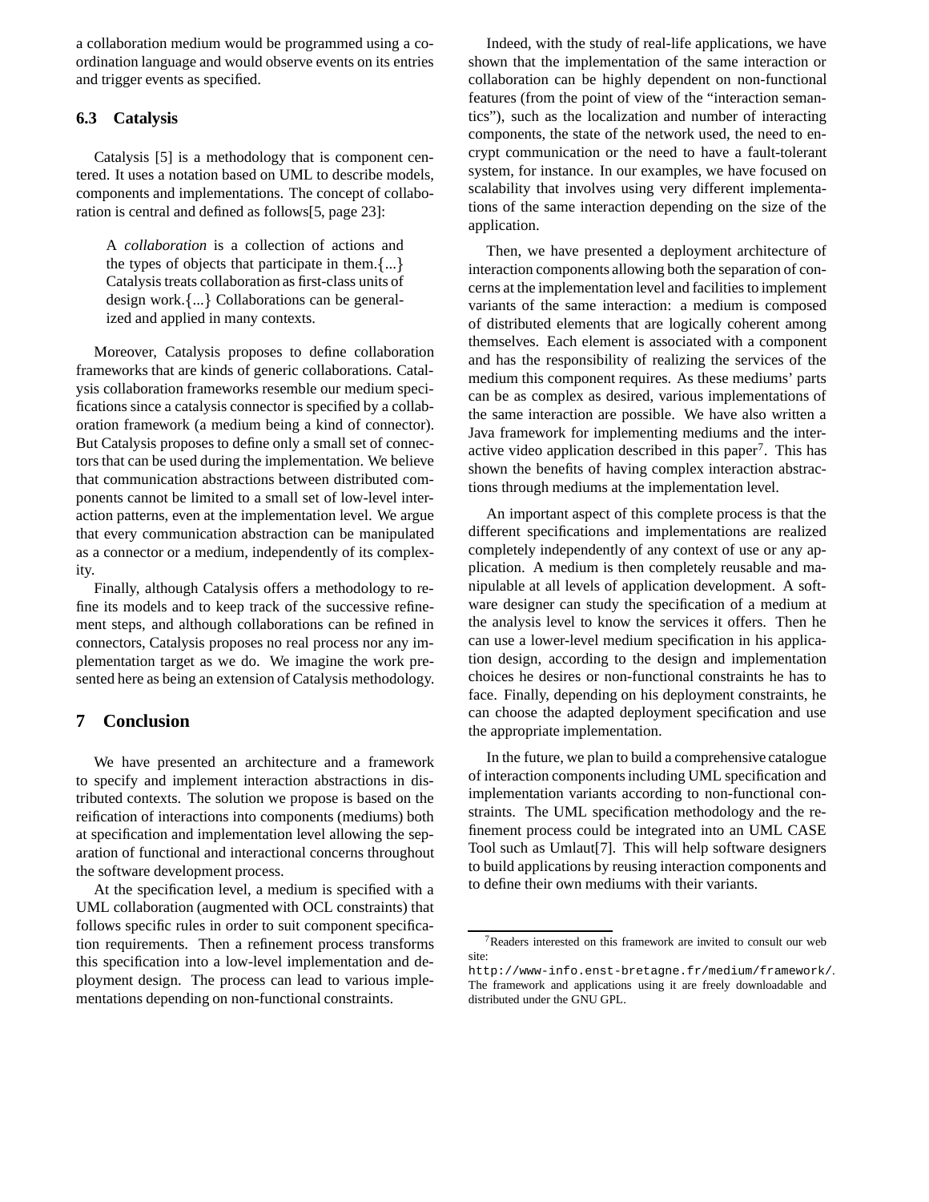a collaboration medium would be programmed using a coordination language and would observe events on its entries and trigger events as specified.

### 6.3 Catalysis

Catalysis [5] is a methodology that is component centered. It uses a notation based on UML to describe models, components and implementations. The concept of collaboration is central and defined as follows[5, page 23]:

> A *collaboration* is a collection of actions and the types of objects that participate in them.{...} Catalysis treats collaboration as first-class units of design work.{...} Collaborations can be generalized and applied in many contexts.

Moreover, Catalysis proposes to define collaboration frameworks that are kinds of generic collaborations. Catalysis collaboration frameworks resemble our medium specifications since a catalysis connector is specified by a collaboration framework (a medium being a kind of connector). But Catalysis proposes to define only a small set of connectors that can be used during the implementation. We believe that communication abstractions between distributed components cannot be limited to a small set of low-level interaction patterns, even at the implementation level. We argue that every communication abstraction can be manipulated as a connector or a medium, independently of its complexity.

Finally, although Catalysis offers a methodology to refine its models and to keep track of the successive refinement steps, and although collaborations can be refined in connectors, Catalysis proposes no real process nor any implementation target as we do. We imagine the work presented here as being an extension of Catalysis methodology.

## 7 Conclusion

We have presented an architecture and a framework to specify and implement interaction abstractions in distributed contexts. The solution we propose is based on the reification of interactions into components (mediums) both at specification and implementation level allowing the separation of functional and interactional concerns throughout the software development process.

At the specification level, a medium is specified with a UML collaboration (augmented with OCL constraints) that follows specific rules in order to suit component specification requirements. Then a refinement process transforms this specification into a low-level implementation and deployment design. The process can lead to various implementations depending on non-functional constraints.

Indeed, with the study of real-life applications, we have shown that the implementation of the same interaction or collaboration can be highly dependent on non-functional features (from the point of view of the "interaction semantics"), such as the localization and number of interacting components, the state of the network used, the need to encrypt communication or the need to have a fault-tolerant system, for instance. In our examples, we have focused on scalability that involves using very different implementations of the same interaction depending on the size of the application.

Then, we have presented a deployment architecture of interaction components allowing both the separation of concerns at the implementation level and facilities to implement variants of the same interaction: a medium is composed of distributed elements that are logically coherent among themselves. Each element is associated with a component and has the responsibility of realizing the services of the medium this component requires. As these mediums' parts can be as complex as desired, various implementations of the same interaction are possible. We have also written a Java framework for implementing mediums and the interactive video application described in this paper[7]. This has shown the benefits of having complex interaction abstractions through mediums at the implementation level.

An important aspect of this complete process is that the different specifications and implementations are realized completely independently of any context of use or any application. A medium is then completely reusable and manipulable at all levels of application development. A software designer can study the specification of a medium at the analysis level to know the services it offers. Then he can use a lower-level medium specification in his application design, according to the design and implementation choices he desires or non-functional constraints he has to face. Finally, depending on his deployment constraints, he can choose the adapted deployment specification and use the appropriate implementation.

In the future, we plan to build a comprehensive catalogue of interaction components including UML specification and implementation variants according to non-functional constraints. The UML specification methodology and the refinement process could be integrated into an UML CASE Tool such as Umlaut[7]. This will help software designers to build applications by reusing interaction components and to define their own mediums with their variants.

[7] Readers interested on this framework are invited to consult our web site:
http://www-info.enst-bretagne.fr/medium/framework/. The framework and applications using it are freely downloadable and distributed under the GNU GPL.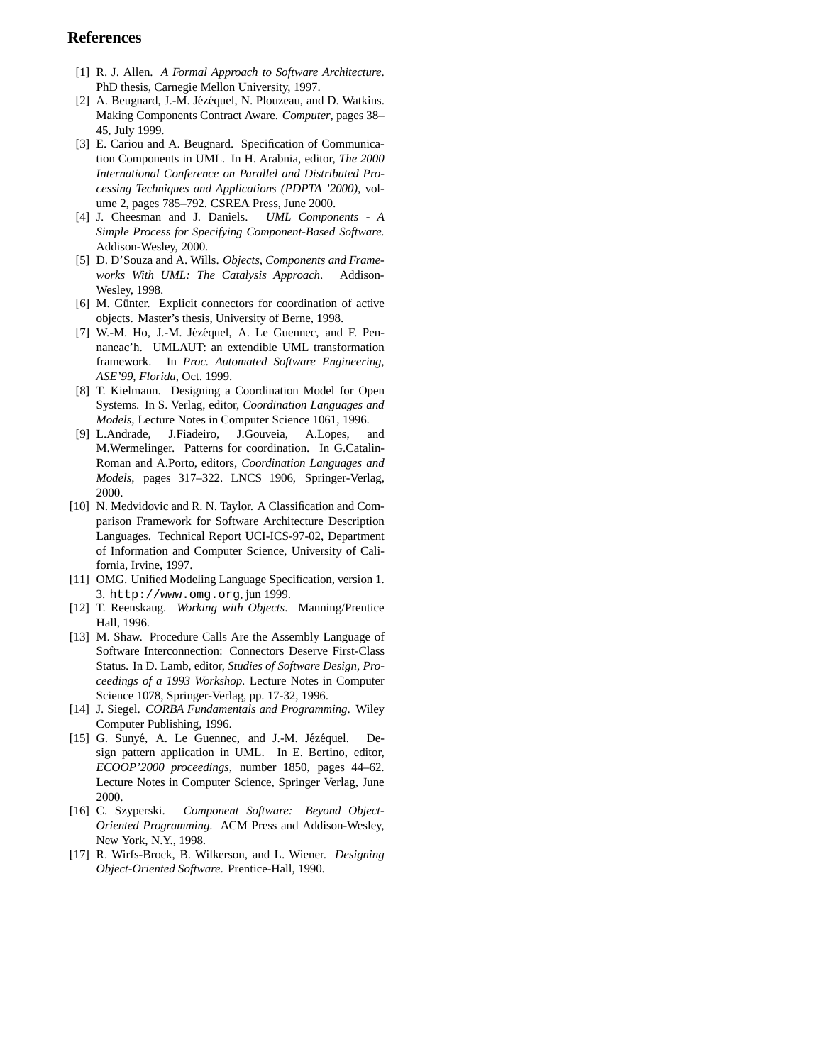## References

[1] R. J. Allen. *A Formal Approach to Software Architecture*. PhD thesis, Carnegie Mellon University, 1997.

[2] A. Beugnard, J.-M. Jézéquel, N. Plouzeau, and D. Watkins. Making Components Contract Aware. *Computer*, pages 38–45, July 1999.

[3] E. Cariou and A. Beugnard. Specification of Communication Components in UML. In H. Arabnia, editor, *The 2000 International Conference on Parallel and Distributed Processing Techniques and Applications (PDPTA '2000)*, volume 2, pages 785–792. CSREA Press, June 2000.

[4] J. Cheesman and J. Daniels. *UML Components - A Simple Process for Specifying Component-Based Software.* Addison-Wesley, 2000.

[5] D. D'Souza and A. Wills. *Objects, Components and Frameworks With UML: The Catalysis Approach*. Addison-Wesley, 1998.

[6] M. Günter. Explicit connectors for coordination of active objects. Master's thesis, University of Berne, 1998.

[7] W.-M. Ho, J.-M. Jézéquel, A. Le Guennec, and F. Pennaneac'h. UMLAUT: an extendible UML transformation framework. In *Proc. Automated Software Engineering, ASE'99, Florida*, Oct. 1999.

[8] T. Kielmann. Designing a Coordination Model for Open Systems. In S. Verlag, editor, *Coordination Languages and Models*, Lecture Notes in Computer Science 1061, 1996.

[9] L.Andrade, J.Fiadeiro, J.Gouveia, A.Lopes, and M.Wermelinger. Patterns for coordination. In G.Catalin-Roman and A.Porto, editors, *Coordination Languages and Models*, pages 317–322. LNCS 1906, Springer-Verlag, 2000.

[10] N. Medvidovic and R. N. Taylor. A Classification and Comparison Framework for Software Architecture Description Languages. Technical Report UCI-ICS-97-02, Department of Information and Computer Science, University of California, Irvine, 1997.

[11] OMG. Unified Modeling Language Specification, version 1. 3. `http://www.omg.org`, jun 1999.

[12] T. Reenskaug. *Working with Objects*. Manning/Prentice Hall, 1996.

[13] M. Shaw. Procedure Calls Are the Assembly Language of Software Interconnection: Connectors Deserve First-Class Status. In D. Lamb, editor, *Studies of Software Design, Proceedings of a 1993 Workshop*. Lecture Notes in Computer Science 1078, Springer-Verlag, pp. 17-32, 1996.

[14] J. Siegel. *CORBA Fundamentals and Programming*. Wiley Computer Publishing, 1996.

[15] G. Sunyé, A. Le Guennec, and J.-M. Jézéquel. Design pattern application in UML. In E. Bertino, editor, *ECOOP'2000 proceedings*, number 1850, pages 44–62. Lecture Notes in Computer Science, Springer Verlag, June 2000.

[16] C. Szyperski. *Component Software: Beyond Object-Oriented Programming*. ACM Press and Addison-Wesley, New York, N.Y., 1998.

[17] R. Wirfs-Brock, B. Wilkerson, and L. Wiener. *Designing Object-Oriented Software*. Prentice-Hall, 1990.